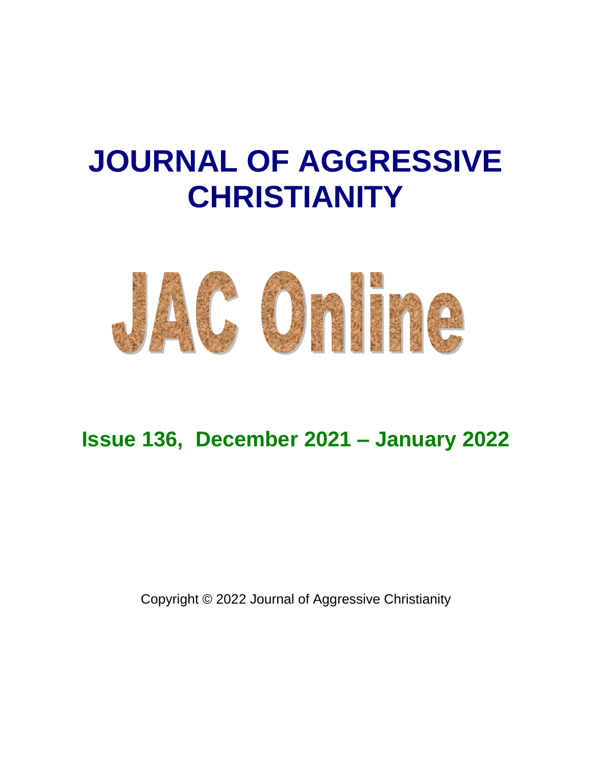# JOURNAL OF AGGRESSIVE CHRISTIANITY

# JAC Online

## Issue 136, December 2021 – January 2022

Copyright © 2022 Journal of Aggressive Christianity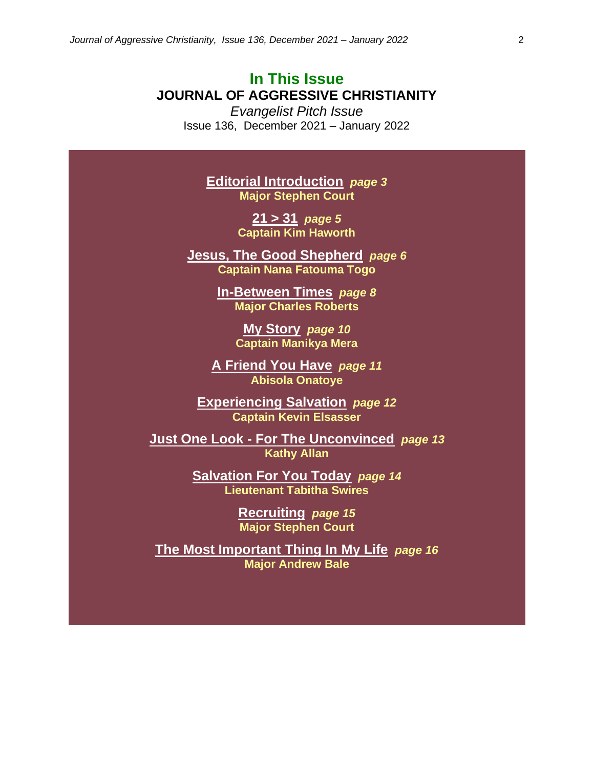## In This Issue

**JOURNAL OF AGGRESSIVE CHRISTIANITY**

*Evangelist Pitch Issue*

Issue 136, December 2021 – January 2022

**Editorial Introduction** *page 3*
**Major Stephen Court**

**21 > 31** *page 5*
**Captain Kim Haworth**

**Jesus, The Good Shepherd** *page 6*
**Captain Nana Fatouma Togo**

**In-Between Times** *page 8*
**Major Charles Roberts**

**My Story** *page 10*
**Captain Manikya Mera**

**A Friend You Have** *page 11*
**Abisola Onatoye**

**Experiencing Salvation** *page 12*
**Captain Kevin Elsasser**

**Just One Look - For The Unconvinced** *page 13*
**Kathy Allan**

**Salvation For You Today** *page 14*
**Lieutenant Tabitha Swires**

**Recruiting** *page 15*
**Major Stephen Court**

**The Most Important Thing In My Life** *page 16*
**Major Andrew Bale**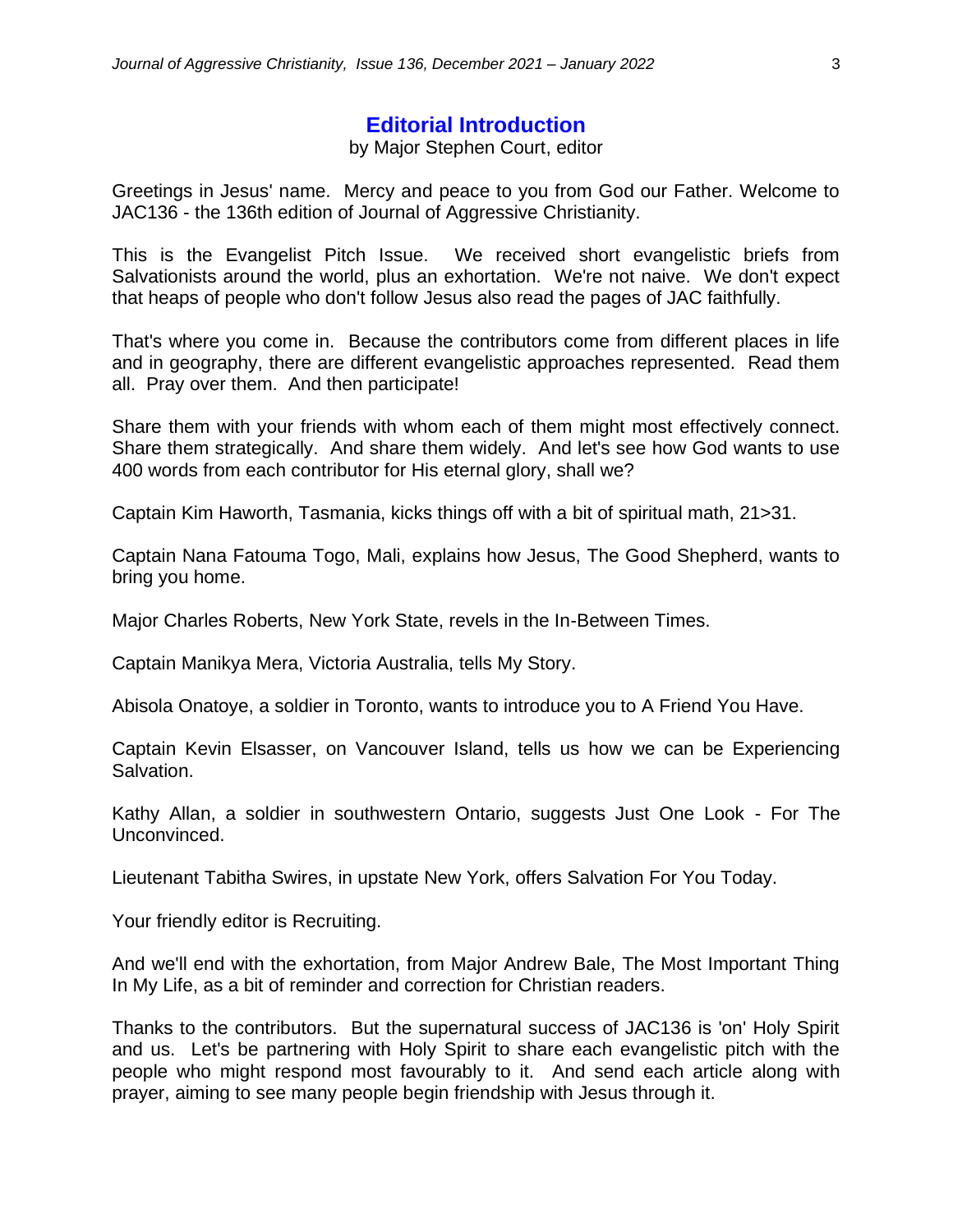# Editorial Introduction

by Major Stephen Court, editor

Greetings in Jesus' name. Mercy and peace to you from God our Father. Welcome to JAC136 - the 136th edition of Journal of Aggressive Christianity.

This is the Evangelist Pitch Issue. We received short evangelistic briefs from Salvationists around the world, plus an exhortation. We're not naive. We don't expect that heaps of people who don't follow Jesus also read the pages of JAC faithfully.

That's where you come in. Because the contributors come from different places in life and in geography, there are different evangelistic approaches represented. Read them all. Pray over them. And then participate!

Share them with your friends with whom each of them might most effectively connect. Share them strategically. And share them widely. And let's see how God wants to use 400 words from each contributor for His eternal glory, shall we?

Captain Kim Haworth, Tasmania, kicks things off with a bit of spiritual math, 21>31.

Captain Nana Fatouma Togo, Mali, explains how Jesus, The Good Shepherd, wants to bring you home.

Major Charles Roberts, New York State, revels in the In-Between Times.

Captain Manikya Mera, Victoria Australia, tells My Story.

Abisola Onatoye, a soldier in Toronto, wants to introduce you to A Friend You Have.

Captain Kevin Elsasser, on Vancouver Island, tells us how we can be Experiencing Salvation.

Kathy Allan, a soldier in southwestern Ontario, suggests Just One Look - For The Unconvinced.

Lieutenant Tabitha Swires, in upstate New York, offers Salvation For You Today.

Your friendly editor is Recruiting.

And we'll end with the exhortation, from Major Andrew Bale, The Most Important Thing In My Life, as a bit of reminder and correction for Christian readers.

Thanks to the contributors. But the supernatural success of JAC136 is 'on' Holy Spirit and us. Let's be partnering with Holy Spirit to share each evangelistic pitch with the people who might respond most favourably to it. And send each article along with prayer, aiming to see many people begin friendship with Jesus through it.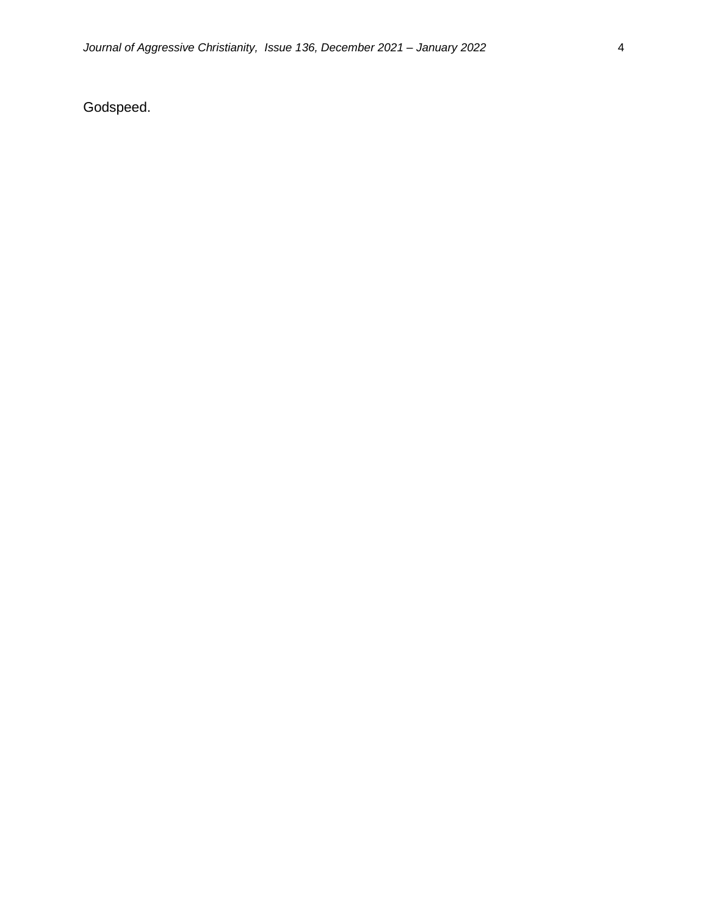Godspeed.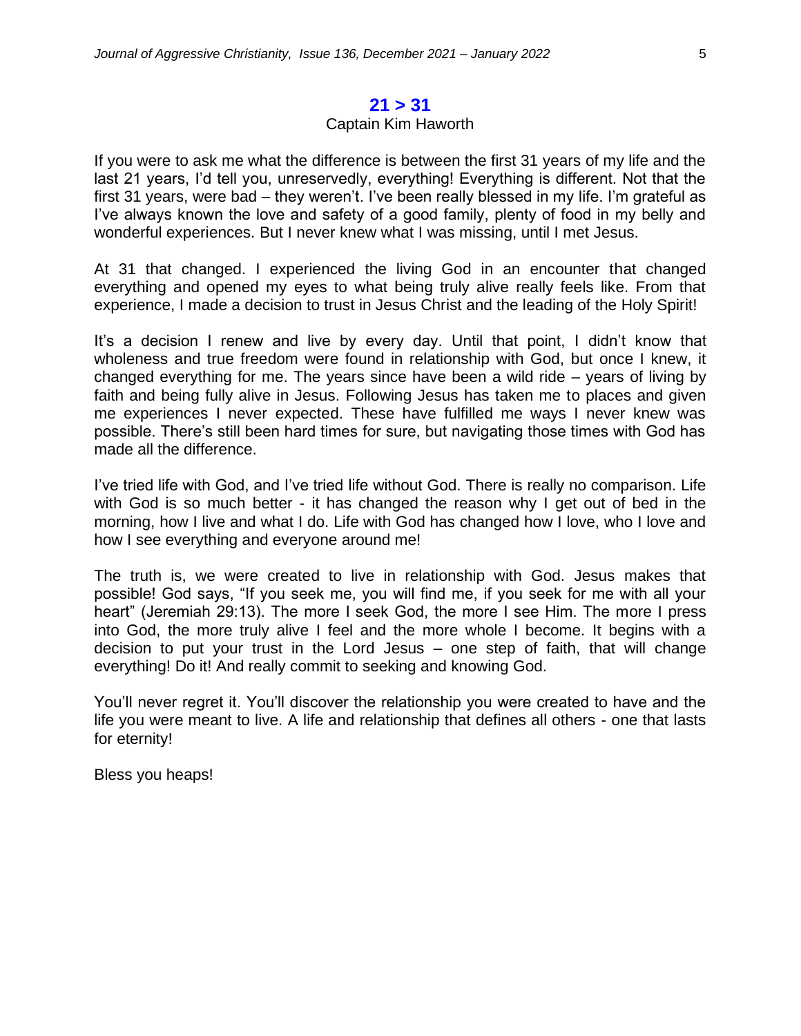## 21 > 31

Captain Kim Haworth

If you were to ask me what the difference is between the first 31 years of my life and the last 21 years, I'd tell you, unreservedly, everything! Everything is different. Not that the first 31 years, were bad – they weren't. I've been really blessed in my life. I'm grateful as I've always known the love and safety of a good family, plenty of food in my belly and wonderful experiences. But I never knew what I was missing, until I met Jesus.

At 31 that changed. I experienced the living God in an encounter that changed everything and opened my eyes to what being truly alive really feels like. From that experience, I made a decision to trust in Jesus Christ and the leading of the Holy Spirit!

It's a decision I renew and live by every day. Until that point, I didn't know that wholeness and true freedom were found in relationship with God, but once I knew, it changed everything for me. The years since have been a wild ride – years of living by faith and being fully alive in Jesus. Following Jesus has taken me to places and given me experiences I never expected. These have fulfilled me ways I never knew was possible. There's still been hard times for sure, but navigating those times with God has made all the difference.

I've tried life with God, and I've tried life without God. There is really no comparison. Life with God is so much better - it has changed the reason why I get out of bed in the morning, how I live and what I do. Life with God has changed how I love, who I love and how I see everything and everyone around me!

The truth is, we were created to live in relationship with God. Jesus makes that possible! God says, "If you seek me, you will find me, if you seek for me with all your heart" (Jeremiah 29:13). The more I seek God, the more I see Him. The more I press into God, the more truly alive I feel and the more whole I become. It begins with a decision to put your trust in the Lord Jesus – one step of faith, that will change everything! Do it! And really commit to seeking and knowing God.

You'll never regret it. You'll discover the relationship you were created to have and the life you were meant to live. A life and relationship that defines all others - one that lasts for eternity!

Bless you heaps!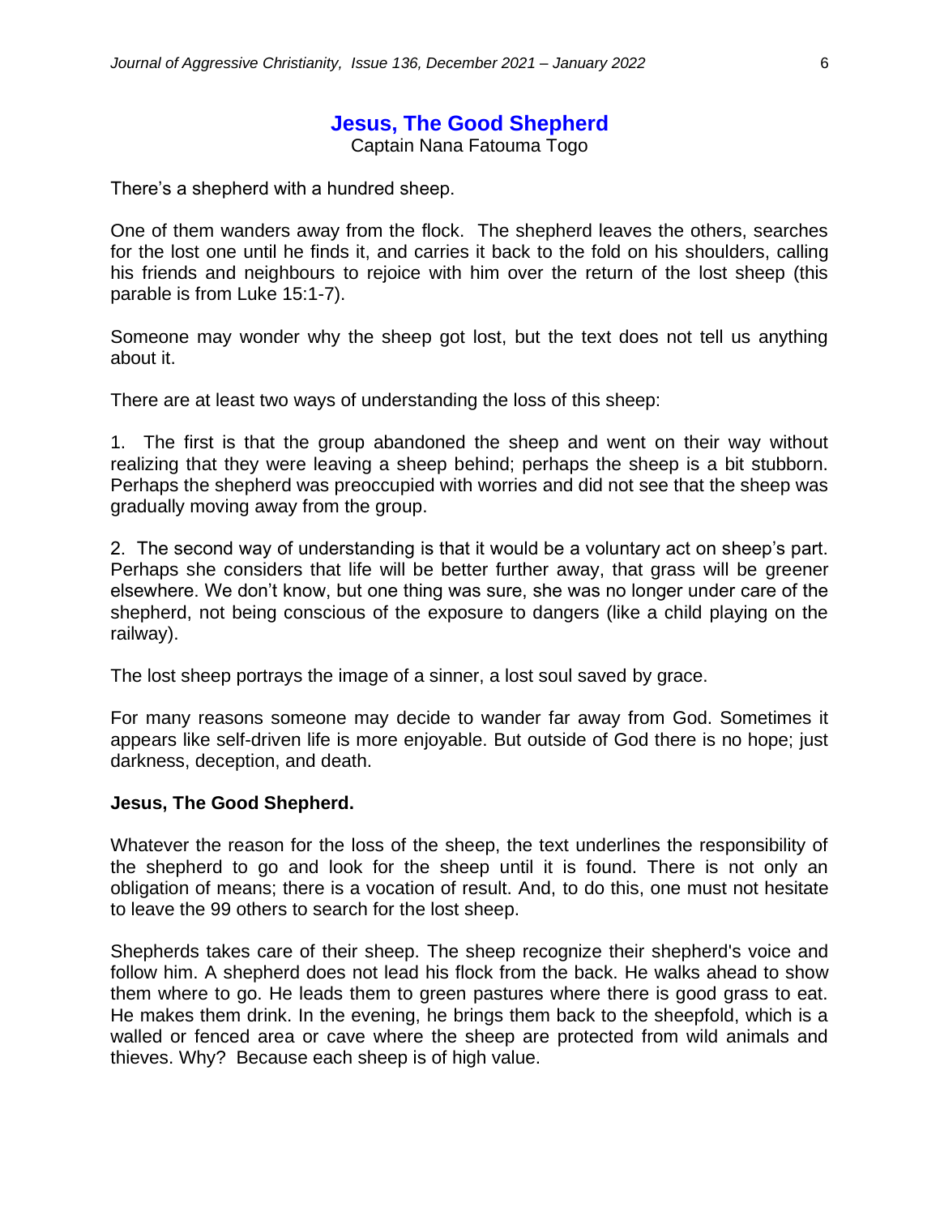## Jesus, The Good Shepherd

Captain Nana Fatouma Togo

There's a shepherd with a hundred sheep.

One of them wanders away from the flock. The shepherd leaves the others, searches for the lost one until he finds it, and carries it back to the fold on his shoulders, calling his friends and neighbours to rejoice with him over the return of the lost sheep (this parable is from Luke 15:1-7).

Someone may wonder why the sheep got lost, but the text does not tell us anything about it.

There are at least two ways of understanding the loss of this sheep:

1. The first is that the group abandoned the sheep and went on their way without realizing that they were leaving a sheep behind; perhaps the sheep is a bit stubborn. Perhaps the shepherd was preoccupied with worries and did not see that the sheep was gradually moving away from the group.

2. The second way of understanding is that it would be a voluntary act on sheep's part. Perhaps she considers that life will be better further away, that grass will be greener elsewhere. We don't know, but one thing was sure, she was no longer under care of the shepherd, not being conscious of the exposure to dangers (like a child playing on the railway).

The lost sheep portrays the image of a sinner, a lost soul saved by grace.

For many reasons someone may decide to wander far away from God. Sometimes it appears like self-driven life is more enjoyable. But outside of God there is no hope; just darkness, deception, and death.

**Jesus, The Good Shepherd.**

Whatever the reason for the loss of the sheep, the text underlines the responsibility of the shepherd to go and look for the sheep until it is found. There is not only an obligation of means; there is a vocation of result. And, to do this, one must not hesitate to leave the 99 others to search for the lost sheep.

Shepherds takes care of their sheep. The sheep recognize their shepherd's voice and follow him. A shepherd does not lead his flock from the back. He walks ahead to show them where to go. He leads them to green pastures where there is good grass to eat. He makes them drink. In the evening, he brings them back to the sheepfold, which is a walled or fenced area or cave where the sheep are protected from wild animals and thieves. Why? Because each sheep is of high value.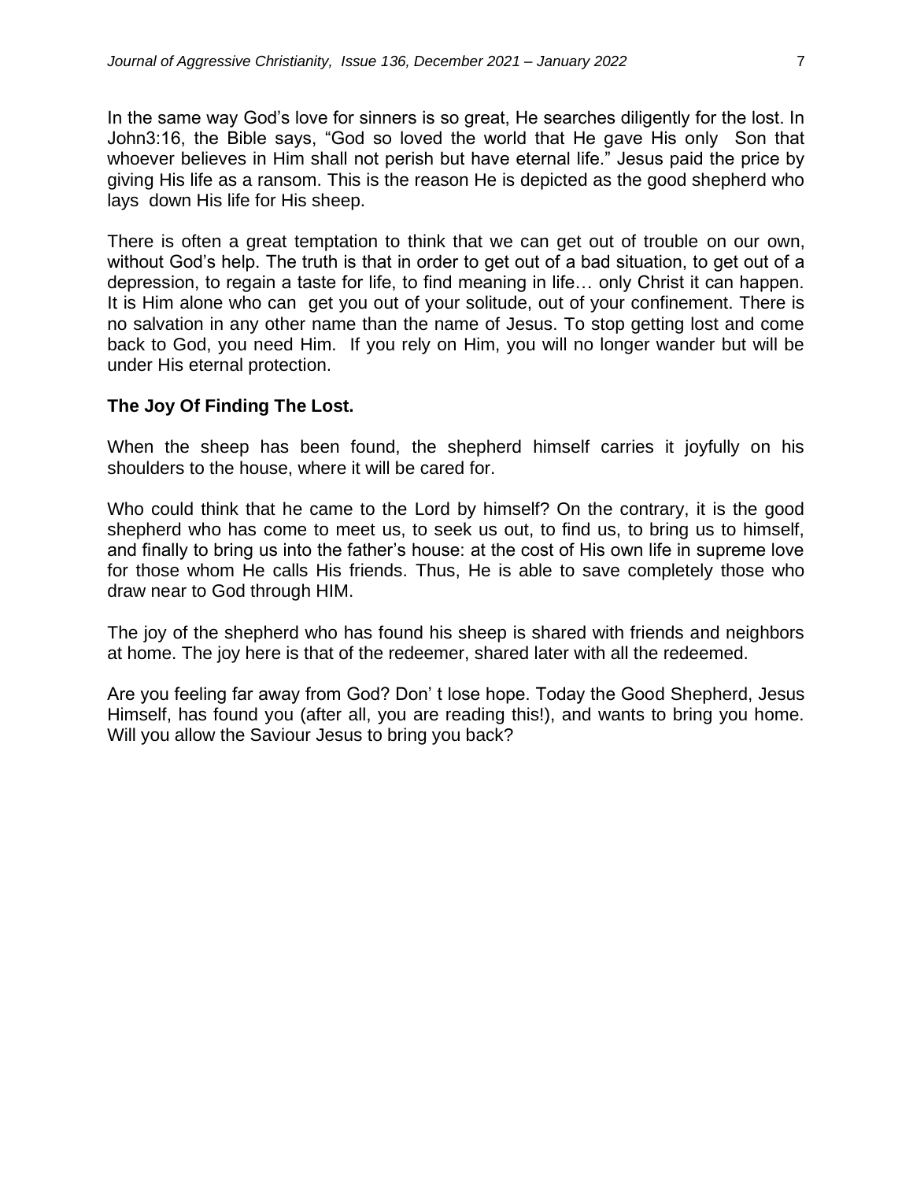In the same way God's love for sinners is so great, He searches diligently for the lost. In John3:16, the Bible says, "God so loved the world that He gave His only Son that whoever believes in Him shall not perish but have eternal life." Jesus paid the price by giving His life as a ransom. This is the reason He is depicted as the good shepherd who lays down His life for His sheep.

There is often a great temptation to think that we can get out of trouble on our own, without God's help. The truth is that in order to get out of a bad situation, to get out of a depression, to regain a taste for life, to find meaning in life… only Christ it can happen. It is Him alone who can get you out of your solitude, out of your confinement. There is no salvation in any other name than the name of Jesus. To stop getting lost and come back to God, you need Him. If you rely on Him, you will no longer wander but will be under His eternal protection.

**The Joy Of Finding The Lost.**

When the sheep has been found, the shepherd himself carries it joyfully on his shoulders to the house, where it will be cared for.

Who could think that he came to the Lord by himself? On the contrary, it is the good shepherd who has come to meet us, to seek us out, to find us, to bring us to himself, and finally to bring us into the father's house: at the cost of His own life in supreme love for those whom He calls His friends. Thus, He is able to save completely those who draw near to God through HIM.

The joy of the shepherd who has found his sheep is shared with friends and neighbors at home. The joy here is that of the redeemer, shared later with all the redeemed.

Are you feeling far away from God? Don' t lose hope. Today the Good Shepherd, Jesus Himself, has found you (after all, you are reading this!), and wants to bring you home. Will you allow the Saviour Jesus to bring you back?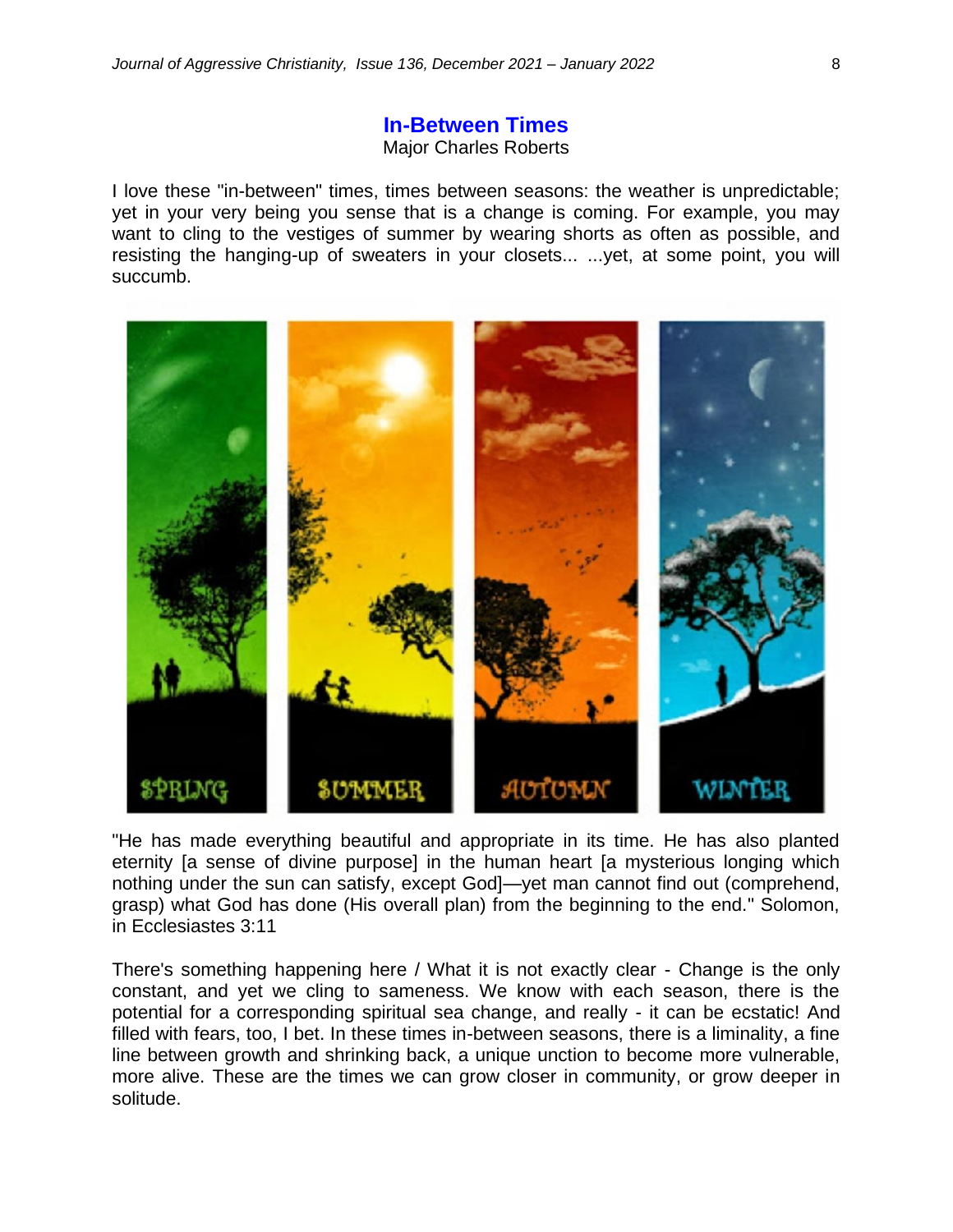## In-Between Times

Major Charles Roberts

I love these "in-between" times, times between seasons: the weather is unpredictable; yet in your very being you sense that is a change is coming. For example, you may want to cling to the vestiges of summer by wearing shorts as often as possible, and resisting the hanging-up of sweaters in your closets... ...yet, at some point, you will succumb.

"He has made everything beautiful and appropriate in its time. He has also planted eternity [a sense of divine purpose] in the human heart [a mysterious longing which nothing under the sun can satisfy, except God]—yet man cannot find out (comprehend, grasp) what God has done (His overall plan) from the beginning to the end." Solomon, in Ecclesiastes 3:11

There's something happening here / What it is not exactly clear - Change is the only constant, and yet we cling to sameness. We know with each season, there is the potential for a corresponding spiritual sea change, and really - it can be ecstatic! And filled with fears, too, I bet. In these times in-between seasons, there is a liminality, a fine line between growth and shrinking back, a unique unction to become more vulnerable, more alive. These are the times we can grow closer in community, or grow deeper in solitude.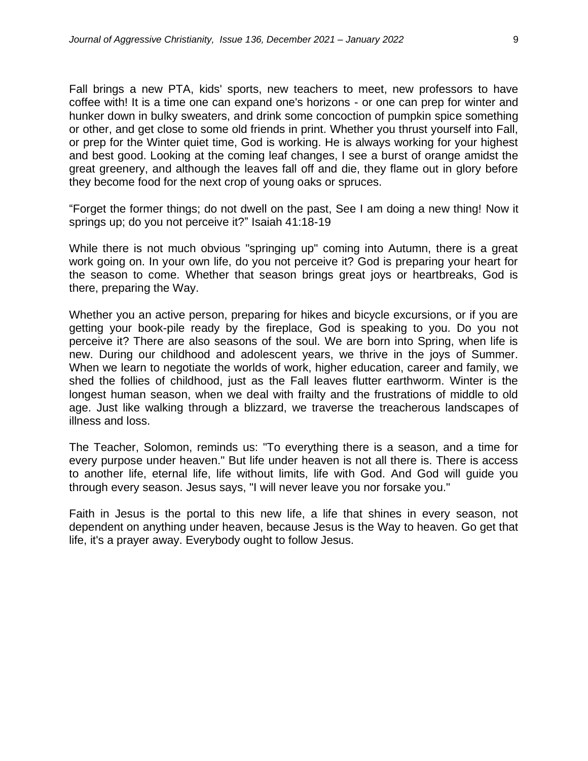Fall brings a new PTA, kids' sports, new teachers to meet, new professors to have coffee with! It is a time one can expand one's horizons - or one can prep for winter and hunker down in bulky sweaters, and drink some concoction of pumpkin spice something or other, and get close to some old friends in print. Whether you thrust yourself into Fall, or prep for the Winter quiet time, God is working. He is always working for your highest and best good. Looking at the coming leaf changes, I see a burst of orange amidst the great greenery, and although the leaves fall off and die, they flame out in glory before they become food for the next crop of young oaks or spruces.

“Forget the former things; do not dwell on the past, See I am doing a new thing! Now it springs up; do you not perceive it?” Isaiah 41:18-19

While there is not much obvious "springing up" coming into Autumn, there is a great work going on. In your own life, do you not perceive it? God is preparing your heart for the season to come. Whether that season brings great joys or heartbreaks, God is there, preparing the Way.

Whether you an active person, preparing for hikes and bicycle excursions, or if you are getting your book-pile ready by the fireplace, God is speaking to you. Do you not perceive it? There are also seasons of the soul. We are born into Spring, when life is new. During our childhood and adolescent years, we thrive in the joys of Summer. When we learn to negotiate the worlds of work, higher education, career and family, we shed the follies of childhood, just as the Fall leaves flutter earthworm. Winter is the longest human season, when we deal with frailty and the frustrations of middle to old age. Just like walking through a blizzard, we traverse the treacherous landscapes of illness and loss.

The Teacher, Solomon, reminds us: "To everything there is a season, and a time for every purpose under heaven." But life under heaven is not all there is. There is access to another life, eternal life, life without limits, life with God. And God will guide you through every season. Jesus says, "I will never leave you nor forsake you."

Faith in Jesus is the portal to this new life, a life that shines in every season, not dependent on anything under heaven, because Jesus is the Way to heaven. Go get that life, it's a prayer away. Everybody ought to follow Jesus.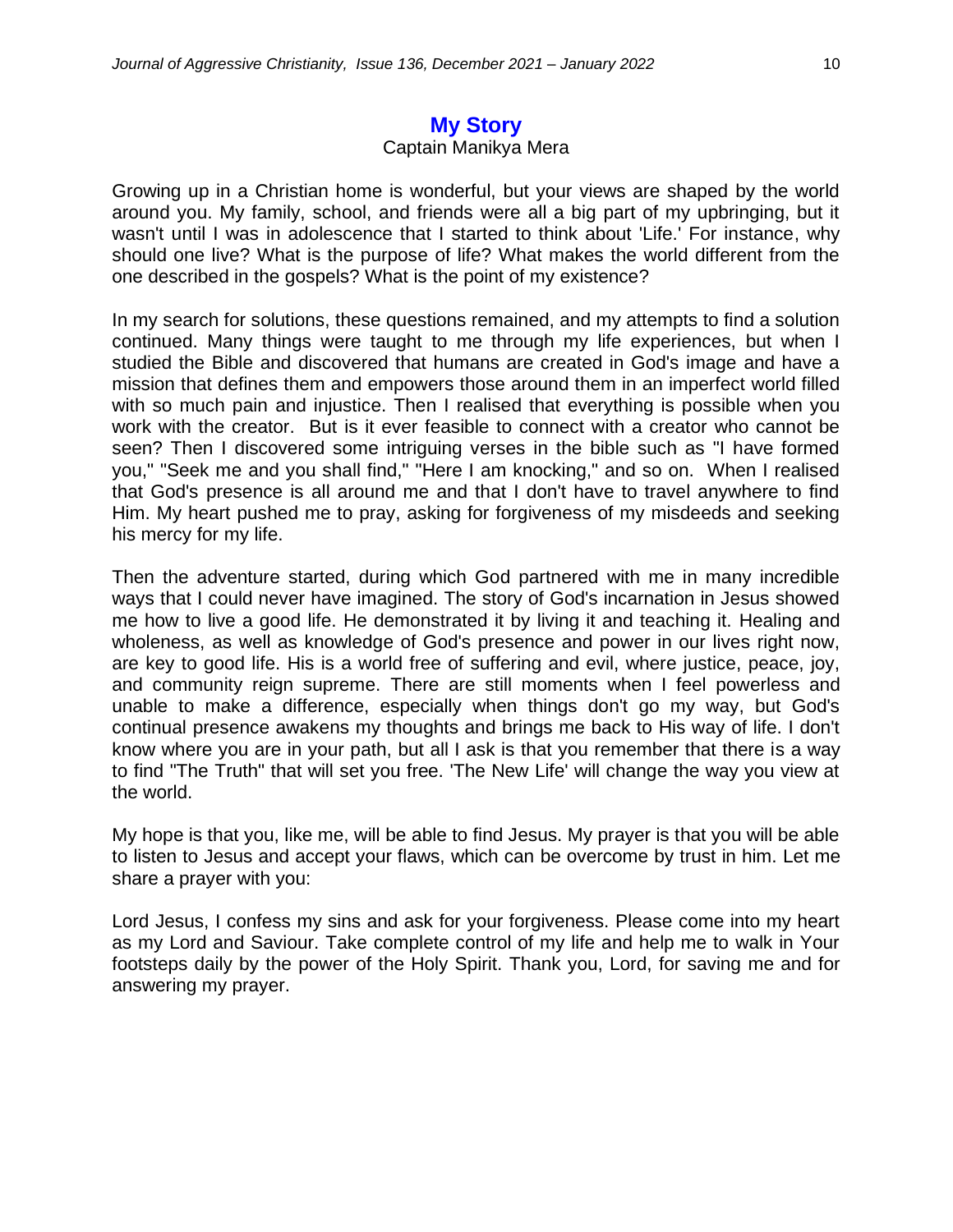## My Story

Captain Manikya Mera

Growing up in a Christian home is wonderful, but your views are shaped by the world around you. My family, school, and friends were all a big part of my upbringing, but it wasn't until I was in adolescence that I started to think about 'Life.' For instance, why should one live? What is the purpose of life? What makes the world different from the one described in the gospels? What is the point of my existence?

In my search for solutions, these questions remained, and my attempts to find a solution continued. Many things were taught to me through my life experiences, but when I studied the Bible and discovered that humans are created in God's image and have a mission that defines them and empowers those around them in an imperfect world filled with so much pain and injustice. Then I realised that everything is possible when you work with the creator. But is it ever feasible to connect with a creator who cannot be seen? Then I discovered some intriguing verses in the bible such as "I have formed you," "Seek me and you shall find," "Here I am knocking," and so on. When I realised that God's presence is all around me and that I don't have to travel anywhere to find Him. My heart pushed me to pray, asking for forgiveness of my misdeeds and seeking his mercy for my life.

Then the adventure started, during which God partnered with me in many incredible ways that I could never have imagined. The story of God's incarnation in Jesus showed me how to live a good life. He demonstrated it by living it and teaching it. Healing and wholeness, as well as knowledge of God's presence and power in our lives right now, are key to good life. His is a world free of suffering and evil, where justice, peace, joy, and community reign supreme. There are still moments when I feel powerless and unable to make a difference, especially when things don't go my way, but God's continual presence awakens my thoughts and brings me back to His way of life. I don't know where you are in your path, but all I ask is that you remember that there is a way to find "The Truth" that will set you free. 'The New Life' will change the way you view at the world.

My hope is that you, like me, will be able to find Jesus. My prayer is that you will be able to listen to Jesus and accept your flaws, which can be overcome by trust in him. Let me share a prayer with you:

Lord Jesus, I confess my sins and ask for your forgiveness. Please come into my heart as my Lord and Saviour. Take complete control of my life and help me to walk in Your footsteps daily by the power of the Holy Spirit. Thank you, Lord, for saving me and for answering my prayer.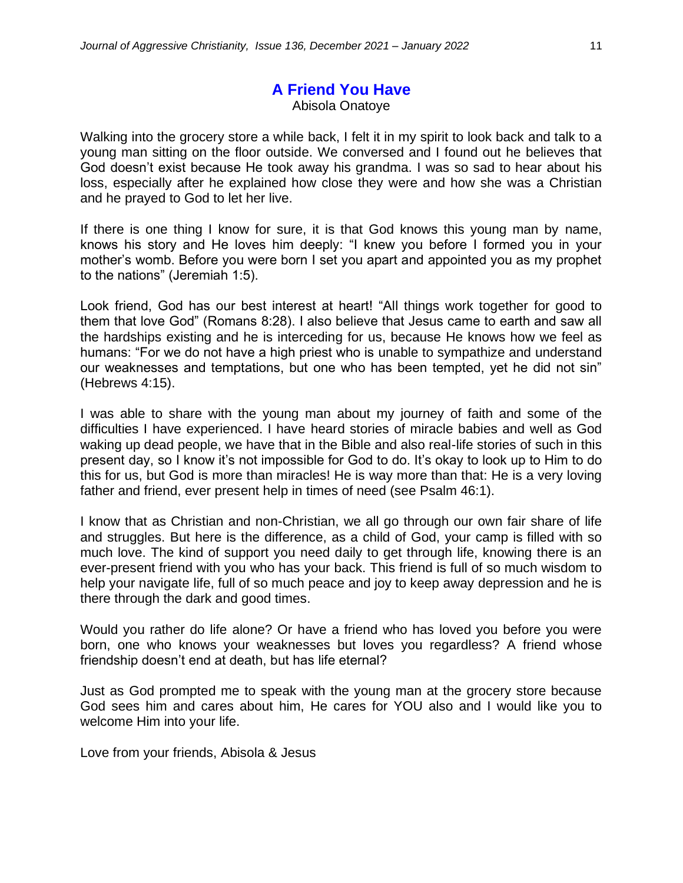## A Friend You Have

Abisola Onatoye

Walking into the grocery store a while back, I felt it in my spirit to look back and talk to a young man sitting on the floor outside. We conversed and I found out he believes that God doesn't exist because He took away his grandma. I was so sad to hear about his loss, especially after he explained how close they were and how she was a Christian and he prayed to God to let her live.

If there is one thing I know for sure, it is that God knows this young man by name, knows his story and He loves him deeply: "I knew you before I formed you in your mother's womb. Before you were born I set you apart and appointed you as my prophet to the nations" (Jeremiah 1:5).

Look friend, God has our best interest at heart! "All things work together for good to them that love God" (Romans 8:28). I also believe that Jesus came to earth and saw all the hardships existing and he is interceding for us, because He knows how we feel as humans: "For we do not have a high priest who is unable to sympathize and understand our weaknesses and temptations, but one who has been tempted, yet he did not sin" (Hebrews 4:15).

I was able to share with the young man about my journey of faith and some of the difficulties I have experienced. I have heard stories of miracle babies and well as God waking up dead people, we have that in the Bible and also real-life stories of such in this present day, so I know it's not impossible for God to do. It's okay to look up to Him to do this for us, but God is more than miracles! He is way more than that: He is a very loving father and friend, ever present help in times of need (see Psalm 46:1).

I know that as Christian and non-Christian, we all go through our own fair share of life and struggles. But here is the difference, as a child of God, your camp is filled with so much love. The kind of support you need daily to get through life, knowing there is an ever-present friend with you who has your back. This friend is full of so much wisdom to help your navigate life, full of so much peace and joy to keep away depression and he is there through the dark and good times.

Would you rather do life alone? Or have a friend who has loved you before you were born, one who knows your weaknesses but loves you regardless? A friend whose friendship doesn't end at death, but has life eternal?

Just as God prompted me to speak with the young man at the grocery store because God sees him and cares about him, He cares for YOU also and I would like you to welcome Him into your life.

Love from your friends, Abisola & Jesus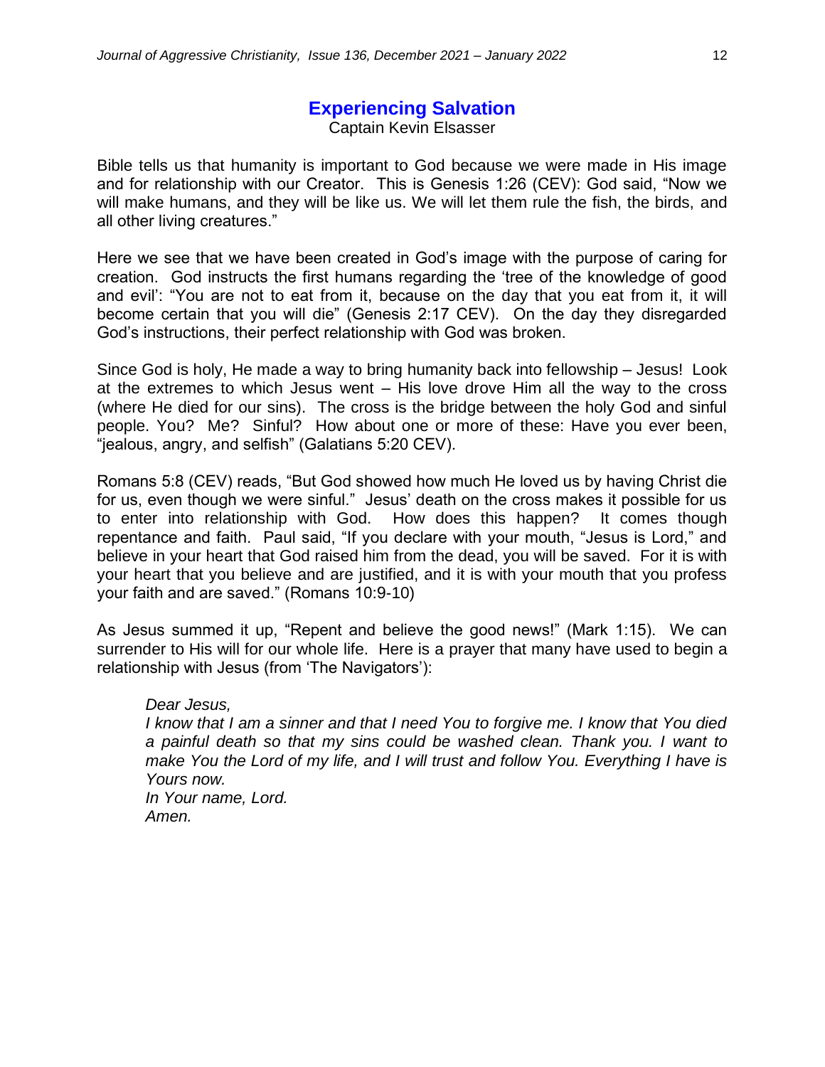# Experiencing Salvation

Captain Kevin Elsasser

Bible tells us that humanity is important to God because we were made in His image and for relationship with our Creator. This is Genesis 1:26 (CEV): God said, "Now we will make humans, and they will be like us. We will let them rule the fish, the birds, and all other living creatures."

Here we see that we have been created in God's image with the purpose of caring for creation. God instructs the first humans regarding the 'tree of the knowledge of good and evil': "You are not to eat from it, because on the day that you eat from it, it will become certain that you will die" (Genesis 2:17 CEV). On the day they disregarded God's instructions, their perfect relationship with God was broken.

Since God is holy, He made a way to bring humanity back into fellowship – Jesus! Look at the extremes to which Jesus went – His love drove Him all the way to the cross (where He died for our sins). The cross is the bridge between the holy God and sinful people. You? Me? Sinful? How about one or more of these: Have you ever been, "jealous, angry, and selfish" (Galatians 5:20 CEV).

Romans 5:8 (CEV) reads, "But God showed how much He loved us by having Christ die for us, even though we were sinful." Jesus' death on the cross makes it possible for us to enter into relationship with God. How does this happen? It comes though repentance and faith. Paul said, "If you declare with your mouth, "Jesus is Lord," and believe in your heart that God raised him from the dead, you will be saved. For it is with your heart that you believe and are justified, and it is with your mouth that you profess your faith and are saved." (Romans 10:9-10)

As Jesus summed it up, "Repent and believe the good news!" (Mark 1:15). We can surrender to His will for our whole life. Here is a prayer that many have used to begin a relationship with Jesus (from 'The Navigators'):

> *Dear Jesus,*
> *I know that I am a sinner and that I need You to forgive me. I know that You died a painful death so that my sins could be washed clean. Thank you. I want to make You the Lord of my life, and I will trust and follow You. Everything I have is Yours now.*
> *In Your name, Lord.*
> *Amen.*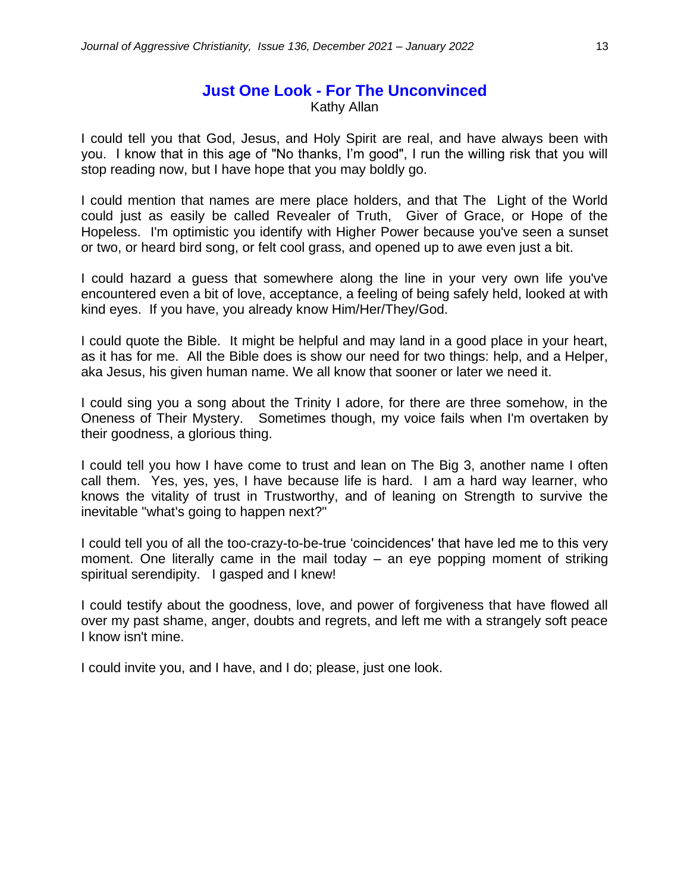## Just One Look - For The Unconvinced

Kathy Allan

I could tell you that God, Jesus, and Holy Spirit are real, and have always been with you. I know that in this age of "No thanks, I'm good", I run the willing risk that you will stop reading now, but I have hope that you may boldly go.

I could mention that names are mere place holders, and that The Light of the World could just as easily be called Revealer of Truth, Giver of Grace, or Hope of the Hopeless. I'm optimistic you identify with Higher Power because you've seen a sunset or two, or heard bird song, or felt cool grass, and opened up to awe even just a bit.

I could hazard a guess that somewhere along the line in your very own life you've encountered even a bit of love, acceptance, a feeling of being safely held, looked at with kind eyes. If you have, you already know Him/Her/They/God.

I could quote the Bible. It might be helpful and may land in a good place in your heart, as it has for me. All the Bible does is show our need for two things: help, and a Helper, aka Jesus, his given human name. We all know that sooner or later we need it.

I could sing you a song about the Trinity I adore, for there are three somehow, in the Oneness of Their Mystery. Sometimes though, my voice fails when I'm overtaken by their goodness, a glorious thing.

I could tell you how I have come to trust and lean on The Big 3, another name I often call them. Yes, yes, yes, I have because life is hard. I am a hard way learner, who knows the vitality of trust in Trustworthy, and of leaning on Strength to survive the inevitable "what's going to happen next?"

I could tell you of all the too-crazy-to-be-true 'coincidences' that have led me to this very moment. One literally came in the mail today – an eye popping moment of striking spiritual serendipity. I gasped and I knew!

I could testify about the goodness, love, and power of forgiveness that have flowed all over my past shame, anger, doubts and regrets, and left me with a strangely soft peace I know isn't mine.

I could invite you, and I have, and I do; please, just one look.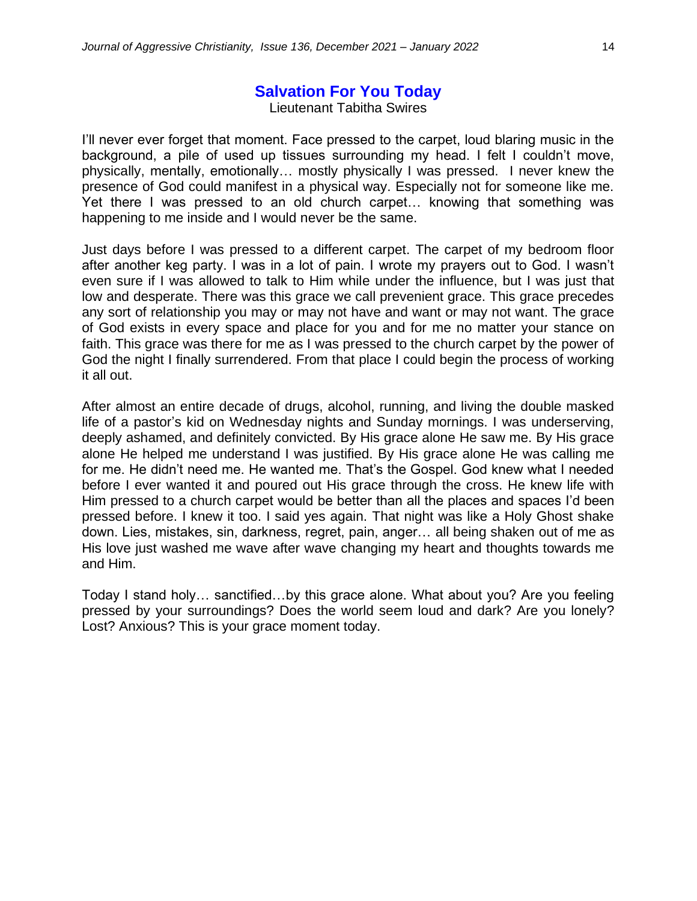## Salvation For You Today

Lieutenant Tabitha Swires

I'll never ever forget that moment. Face pressed to the carpet, loud blaring music in the background, a pile of used up tissues surrounding my head. I felt I couldn't move, physically, mentally, emotionally… mostly physically I was pressed. I never knew the presence of God could manifest in a physical way. Especially not for someone like me. Yet there I was pressed to an old church carpet… knowing that something was happening to me inside and I would never be the same.

Just days before I was pressed to a different carpet. The carpet of my bedroom floor after another keg party. I was in a lot of pain. I wrote my prayers out to God. I wasn't even sure if I was allowed to talk to Him while under the influence, but I was just that low and desperate. There was this grace we call prevenient grace. This grace precedes any sort of relationship you may or may not have and want or may not want. The grace of God exists in every space and place for you and for me no matter your stance on faith. This grace was there for me as I was pressed to the church carpet by the power of God the night I finally surrendered. From that place I could begin the process of working it all out.

After almost an entire decade of drugs, alcohol, running, and living the double masked life of a pastor's kid on Wednesday nights and Sunday mornings. I was underserving, deeply ashamed, and definitely convicted. By His grace alone He saw me. By His grace alone He helped me understand I was justified. By His grace alone He was calling me for me. He didn't need me. He wanted me. That's the Gospel. God knew what I needed before I ever wanted it and poured out His grace through the cross. He knew life with Him pressed to a church carpet would be better than all the places and spaces I'd been pressed before. I knew it too. I said yes again. That night was like a Holy Ghost shake down. Lies, mistakes, sin, darkness, regret, pain, anger… all being shaken out of me as His love just washed me wave after wave changing my heart and thoughts towards me and Him.

Today I stand holy… sanctified…by this grace alone. What about you? Are you feeling pressed by your surroundings? Does the world seem loud and dark? Are you lonely? Lost? Anxious? This is your grace moment today.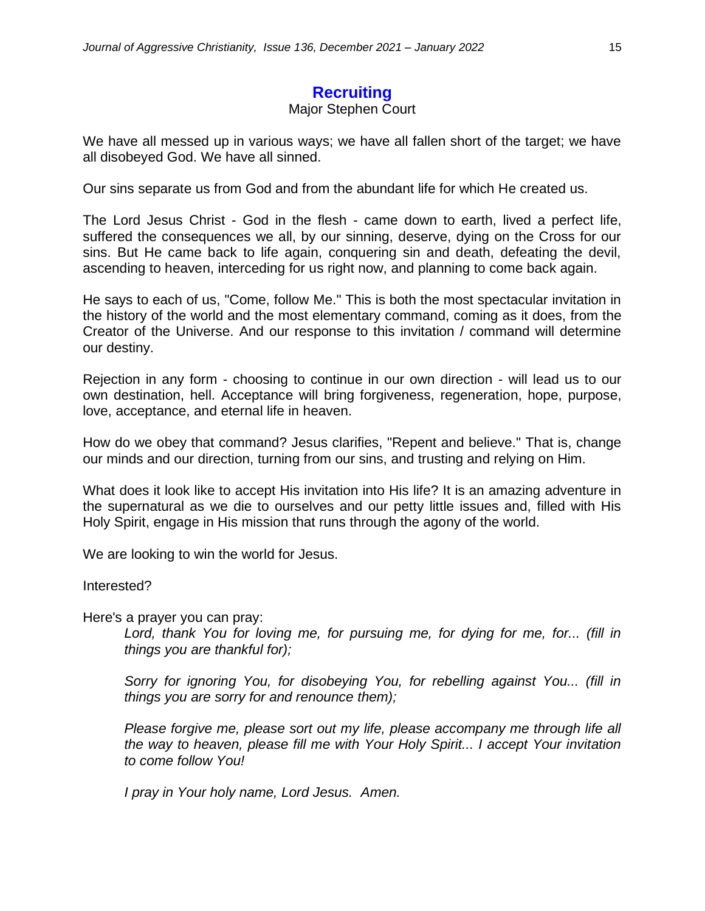# Recruiting

Major Stephen Court

We have all messed up in various ways; we have all fallen short of the target; we have all disobeyed God. We have all sinned.

Our sins separate us from God and from the abundant life for which He created us.

The Lord Jesus Christ - God in the flesh - came down to earth, lived a perfect life, suffered the consequences we all, by our sinning, deserve, dying on the Cross for our sins. But He came back to life again, conquering sin and death, defeating the devil, ascending to heaven, interceding for us right now, and planning to come back again.

He says to each of us, "Come, follow Me." This is both the most spectacular invitation in the history of the world and the most elementary command, coming as it does, from the Creator of the Universe. And our response to this invitation / command will determine our destiny.

Rejection in any form - choosing to continue in our own direction - will lead us to our own destination, hell. Acceptance will bring forgiveness, regeneration, hope, purpose, love, acceptance, and eternal life in heaven.

How do we obey that command? Jesus clarifies, "Repent and believe." That is, change our minds and our direction, turning from our sins, and trusting and relying on Him.

What does it look like to accept His invitation into His life? It is an amazing adventure in the supernatural as we die to ourselves and our petty little issues and, filled with His Holy Spirit, engage in His mission that runs through the agony of the world.

We are looking to win the world for Jesus.

Interested?

Here's a prayer you can pray:

> *Lord, thank You for loving me, for pursuing me, for dying for me, for... (fill in things you are thankful for);*
>
> *Sorry for ignoring You, for disobeying You, for rebelling against You... (fill in things you are sorry for and renounce them);*
>
> *Please forgive me, please sort out my life, please accompany me through life all the way to heaven, please fill me with Your Holy Spirit... I accept Your invitation to come follow You!*
>
> *I pray in Your holy name, Lord Jesus. Amen.*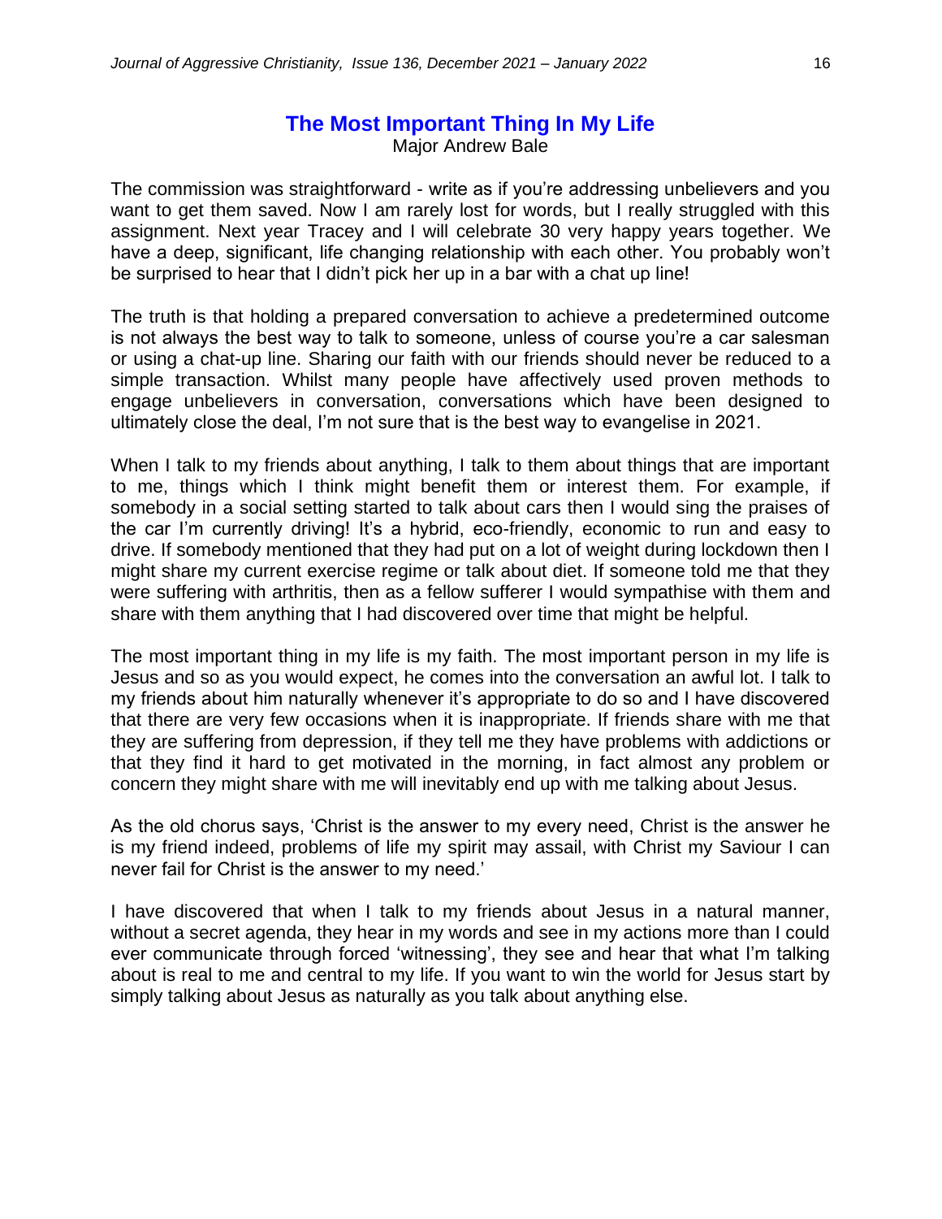# The Most Important Thing In My Life

Major Andrew Bale

The commission was straightforward - write as if you're addressing unbelievers and you want to get them saved. Now I am rarely lost for words, but I really struggled with this assignment. Next year Tracey and I will celebrate 30 very happy years together. We have a deep, significant, life changing relationship with each other. You probably won't be surprised to hear that I didn't pick her up in a bar with a chat up line!

The truth is that holding a prepared conversation to achieve a predetermined outcome is not always the best way to talk to someone, unless of course you're a car salesman or using a chat-up line. Sharing our faith with our friends should never be reduced to a simple transaction. Whilst many people have affectively used proven methods to engage unbelievers in conversation, conversations which have been designed to ultimately close the deal, I'm not sure that is the best way to evangelise in 2021.

When I talk to my friends about anything, I talk to them about things that are important to me, things which I think might benefit them or interest them. For example, if somebody in a social setting started to talk about cars then I would sing the praises of the car I'm currently driving! It's a hybrid, eco-friendly, economic to run and easy to drive. If somebody mentioned that they had put on a lot of weight during lockdown then I might share my current exercise regime or talk about diet. If someone told me that they were suffering with arthritis, then as a fellow sufferer I would sympathise with them and share with them anything that I had discovered over time that might be helpful.

The most important thing in my life is my faith. The most important person in my life is Jesus and so as you would expect, he comes into the conversation an awful lot. I talk to my friends about him naturally whenever it's appropriate to do so and I have discovered that there are very few occasions when it is inappropriate. If friends share with me that they are suffering from depression, if they tell me they have problems with addictions or that they find it hard to get motivated in the morning, in fact almost any problem or concern they might share with me will inevitably end up with me talking about Jesus.

As the old chorus says, 'Christ is the answer to my every need, Christ is the answer he is my friend indeed, problems of life my spirit may assail, with Christ my Saviour I can never fail for Christ is the answer to my need.'

I have discovered that when I talk to my friends about Jesus in a natural manner, without a secret agenda, they hear in my words and see in my actions more than I could ever communicate through forced 'witnessing', they see and hear that what I'm talking about is real to me and central to my life. If you want to win the world for Jesus start by simply talking about Jesus as naturally as you talk about anything else.